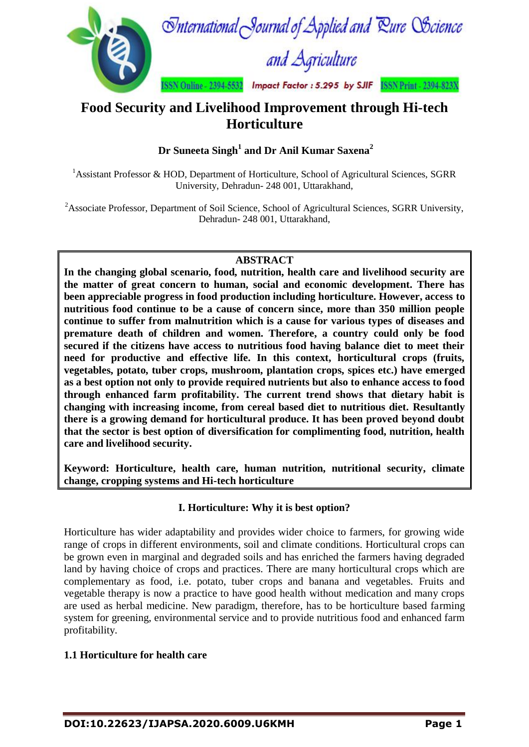# Food Security and Livelihood Improvement through Hi-tech Horticulture

**Dr Suneeta Singh[1] and Dr Anil Kumar Saxena[2]**

[1]Assistant Professor & HOD, Department of Horticulture, School of Agricultural Sciences, SGRR University, Dehradun- 248 001, Uttarakhand,

[2]Associate Professor, Department of Soil Science, School of Agricultural Sciences, SGRR University, Dehradun- 248 001, Uttarakhand,

## ABSTRACT

**In the changing global scenario, food, nutrition, health care and livelihood security are the matter of great concern to human, social and economic development. There has been appreciable progress in food production including horticulture. However, access to nutritious food continue to be a cause of concern since, more than 350 million people continue to suffer from malnutrition which is a cause for various types of diseases and premature death of children and women. Therefore, a country could only be food secured if the citizens have access to nutritious food having balance diet to meet their need for productive and effective life. In this context, horticultural crops (fruits, vegetables, potato, tuber crops, mushroom, plantation crops, spices etc.) have emerged as a best option not only to provide required nutrients but also to enhance access to food through enhanced farm profitability. The current trend shows that dietary habit is changing with increasing income, from cereal based diet to nutritious diet. Resultantly there is a growing demand for horticultural produce. It has been proved beyond doubt that the sector is best option of diversification for complimenting food, nutrition, health care and livelihood security.**

**Keyword: Horticulture, health care, human nutrition, nutritional security, climate change, cropping systems and Hi-tech horticulture**

## I. Horticulture: Why it is best option?

Horticulture has wider adaptability and provides wider choice to farmers, for growing wide range of crops in different environments, soil and climate conditions. Horticultural crops can be grown even in marginal and degraded soils and has enriched the farmers having degraded land by having choice of crops and practices. There are many horticultural crops which are complementary as food, i.e. potato, tuber crops and banana and vegetables. Fruits and vegetable therapy is now a practice to have good health without medication and many crops are used as herbal medicine. New paradigm, therefore, has to be horticulture based farming system for greening, environmental service and to provide nutritious food and enhanced farm profitability.

### 1.1 Horticulture for health care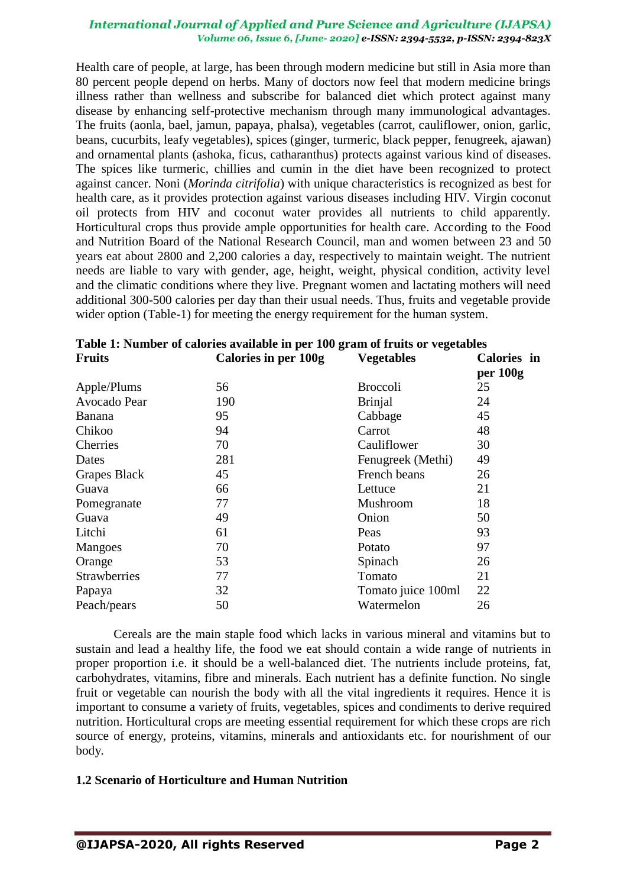Health care of people, at large, has been through modern medicine but still in Asia more than 80 percent people depend on herbs. Many of doctors now feel that modern medicine brings illness rather than wellness and subscribe for balanced diet which protect against many disease by enhancing self-protective mechanism through many immunological advantages. The fruits (aonla, bael, jamun, papaya, phalsa), vegetables (carrot, cauliflower, onion, garlic, beans, cucurbits, leafy vegetables), spices (ginger, turmeric, black pepper, fenugreek, ajawan) and ornamental plants (ashoka, ficus, catharanthus) protects against various kind of diseases. The spices like turmeric, chillies and cumin in the diet have been recognized to protect against cancer. Noni (*Morinda citrifolia*) with unique characteristics is recognized as best for health care, as it provides protection against various diseases including HIV. Virgin coconut oil protects from HIV and coconut water provides all nutrients to child apparently. Horticultural crops thus provide ample opportunities for health care. According to the Food and Nutrition Board of the National Research Council, man and women between 23 and 50 years eat about 2800 and 2,200 calories a day, respectively to maintain weight. The nutrient needs are liable to vary with gender, age, height, weight, physical condition, activity level and the climatic conditions where they live. Pregnant women and lactating mothers will need additional 300-500 calories per day than their usual needs. Thus, fruits and vegetable provide wider option (Table-1) for meeting the energy requirement for the human system.

**Table 1: Number of calories available in per 100 gram of fruits or vegetables**

| Fruits | Calories in per 100g | Vegetables | Calories in per 100g |
|---|---|---|---|
| Apple/Plums | 56 | Broccoli | 25 |
| Avocado Pear | 190 | Brinjal | 24 |
| Banana | 95 | Cabbage | 45 |
| Chikoo | 94 | Carrot | 48 |
| Cherries | 70 | Cauliflower | 30 |
| Dates | 281 | Fenugreek (Methi) | 49 |
| Grapes Black | 45 | French beans | 26 |
| Guava | 66 | Lettuce | 21 |
| Pomegranate | 77 | Mushroom | 18 |
| Guava | 49 | Onion | 50 |
| Litchi | 61 | Peas | 93 |
| Mangoes | 70 | Potato | 97 |
| Orange | 53 | Spinach | 26 |
| Strawberries | 77 | Tomato | 21 |
| Papaya | 32 | Tomato juice 100ml | 22 |
| Peach/pears | 50 | Watermelon | 26 |

Cereals are the main staple food which lacks in various mineral and vitamins but to sustain and lead a healthy life, the food we eat should contain a wide range of nutrients in proper proportion i.e. it should be a well-balanced diet. The nutrients include proteins, fat, carbohydrates, vitamins, fibre and minerals. Each nutrient has a definite function. No single fruit or vegetable can nourish the body with all the vital ingredients it requires. Hence it is important to consume a variety of fruits, vegetables, spices and condiments to derive required nutrition. Horticultural crops are meeting essential requirement for which these crops are rich source of energy, proteins, vitamins, minerals and antioxidants etc. for nourishment of our body.

### 1.2 Scenario of Horticulture and Human Nutrition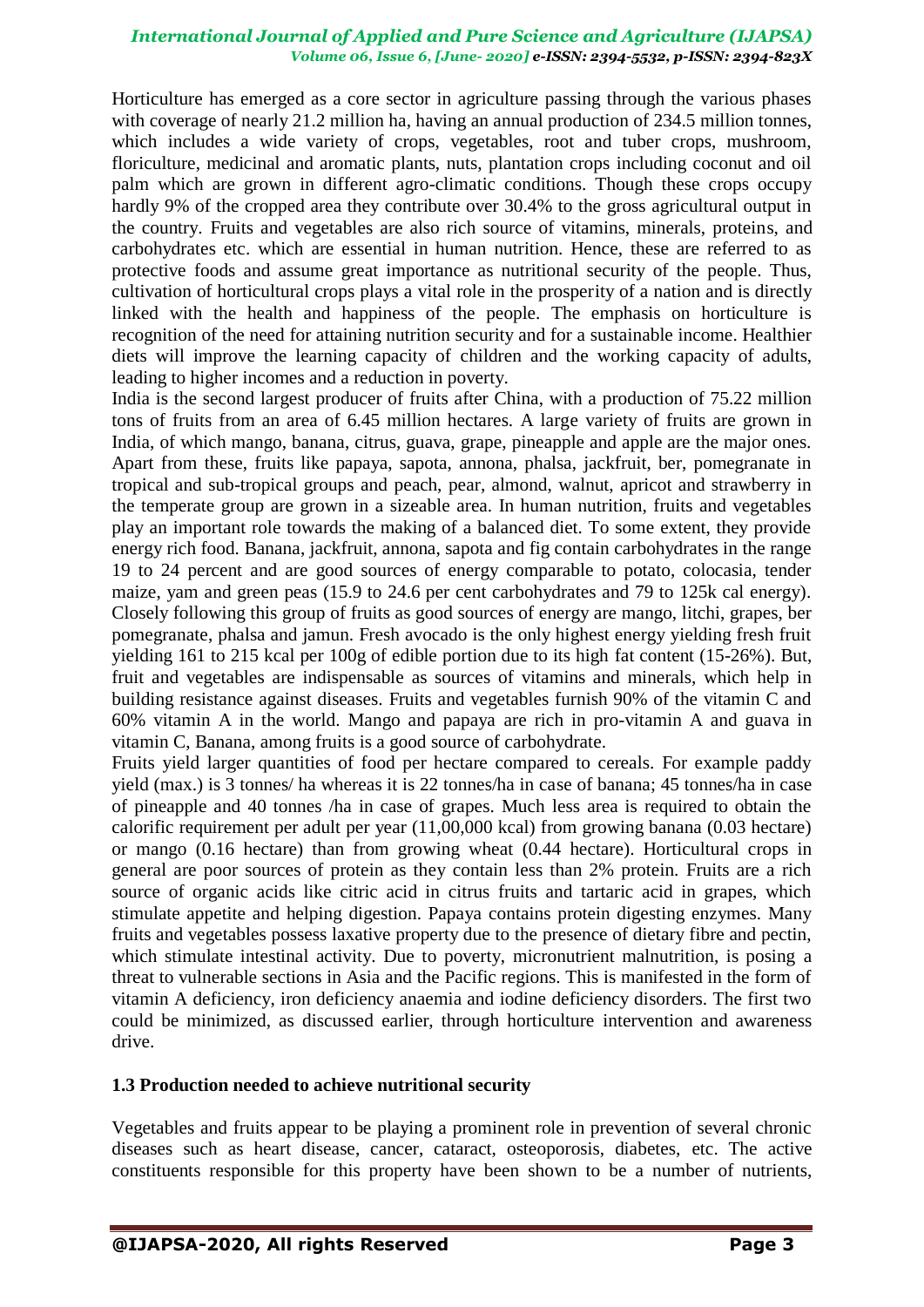Horticulture has emerged as a core sector in agriculture passing through the various phases with coverage of nearly 21.2 million ha, having an annual production of 234.5 million tonnes, which includes a wide variety of crops, vegetables, root and tuber crops, mushroom, floriculture, medicinal and aromatic plants, nuts, plantation crops including coconut and oil palm which are grown in different agro-climatic conditions. Though these crops occupy hardly 9% of the cropped area they contribute over 30.4% to the gross agricultural output in the country. Fruits and vegetables are also rich source of vitamins, minerals, proteins, and carbohydrates etc. which are essential in human nutrition. Hence, these are referred to as protective foods and assume great importance as nutritional security of the people. Thus, cultivation of horticultural crops plays a vital role in the prosperity of a nation and is directly linked with the health and happiness of the people. The emphasis on horticulture is recognition of the need for attaining nutrition security and for a sustainable income. Healthier diets will improve the learning capacity of children and the working capacity of adults, leading to higher incomes and a reduction in poverty.

India is the second largest producer of fruits after China, with a production of 75.22 million tons of fruits from an area of 6.45 million hectares. A large variety of fruits are grown in India, of which mango, banana, citrus, guava, grape, pineapple and apple are the major ones. Apart from these, fruits like papaya, sapota, annona, phalsa, jackfruit, ber, pomegranate in tropical and sub-tropical groups and peach, pear, almond, walnut, apricot and strawberry in the temperate group are grown in a sizeable area. In human nutrition, fruits and vegetables play an important role towards the making of a balanced diet. To some extent, they provide energy rich food. Banana, jackfruit, annona, sapota and fig contain carbohydrates in the range 19 to 24 percent and are good sources of energy comparable to potato, colocasia, tender maize, yam and green peas (15.9 to 24.6 per cent carbohydrates and 79 to 125k cal energy). Closely following this group of fruits as good sources of energy are mango, litchi, grapes, ber pomegranate, phalsa and jamun. Fresh avocado is the only highest energy yielding fresh fruit yielding 161 to 215 kcal per 100g of edible portion due to its high fat content (15-26%). But, fruit and vegetables are indispensable as sources of vitamins and minerals, which help in building resistance against diseases. Fruits and vegetables furnish 90% of the vitamin C and 60% vitamin A in the world. Mango and papaya are rich in pro-vitamin A and guava in vitamin C, Banana, among fruits is a good source of carbohydrate.

Fruits yield larger quantities of food per hectare compared to cereals. For example paddy yield (max.) is 3 tonnes/ ha whereas it is 22 tonnes/ha in case of banana; 45 tonnes/ha in case of pineapple and 40 tonnes /ha in case of grapes. Much less area is required to obtain the calorific requirement per adult per year (11,00,000 kcal) from growing banana (0.03 hectare) or mango (0.16 hectare) than from growing wheat (0.44 hectare). Horticultural crops in general are poor sources of protein as they contain less than 2% protein. Fruits are a rich source of organic acids like citric acid in citrus fruits and tartaric acid in grapes, which stimulate appetite and helping digestion. Papaya contains protein digesting enzymes. Many fruits and vegetables possess laxative property due to the presence of dietary fibre and pectin, which stimulate intestinal activity. Due to poverty, micronutrient malnutrition, is posing a threat to vulnerable sections in Asia and the Pacific regions. This is manifested in the form of vitamin A deficiency, iron deficiency anaemia and iodine deficiency disorders. The first two could be minimized, as discussed earlier, through horticulture intervention and awareness drive.

### 1.3 Production needed to achieve nutritional security

Vegetables and fruits appear to be playing a prominent role in prevention of several chronic diseases such as heart disease, cancer, cataract, osteoporosis, diabetes, etc. The active constituents responsible for this property have been shown to be a number of nutrients,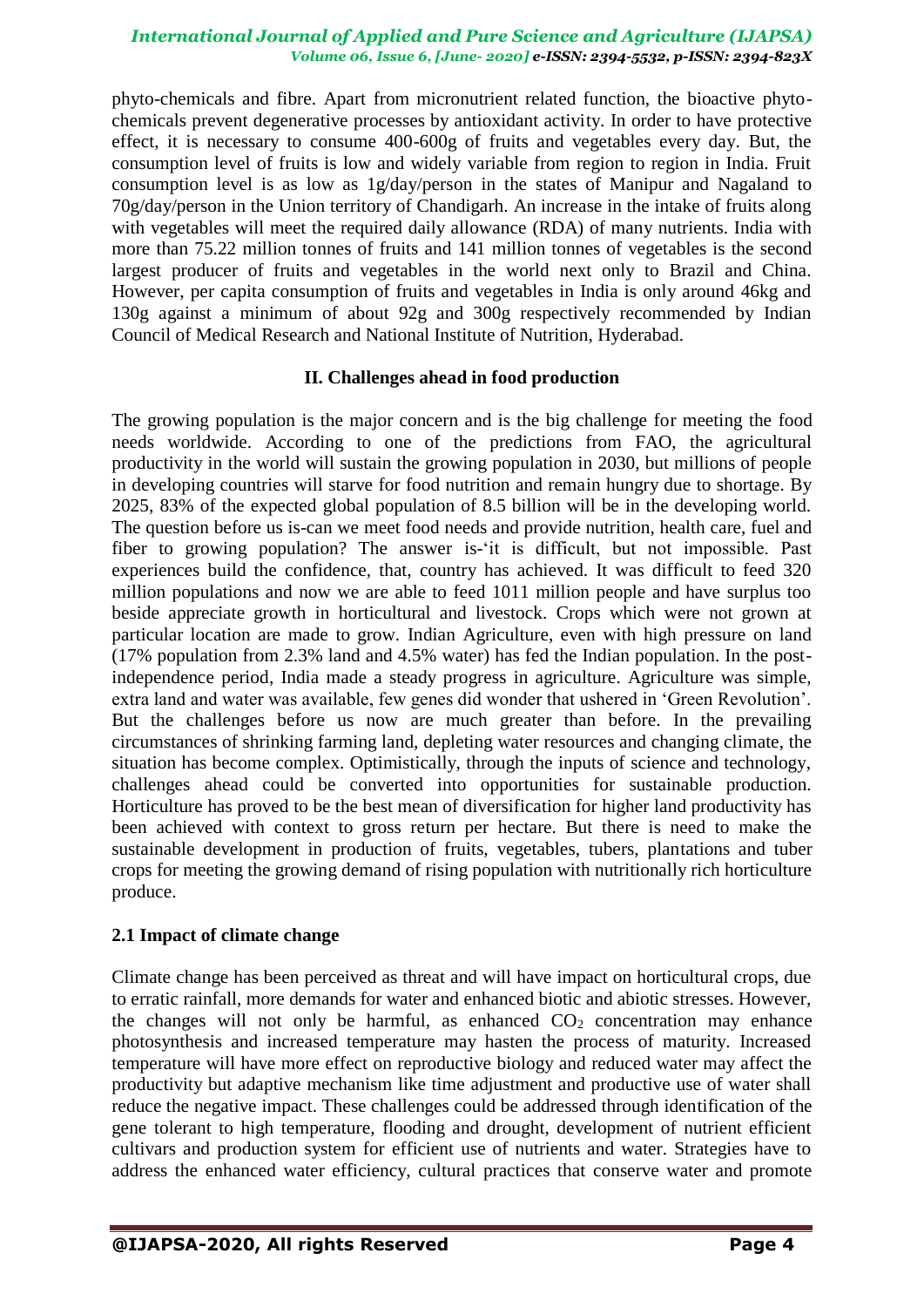phyto-chemicals and fibre. Apart from micronutrient related function, the bioactive phyto-chemicals prevent degenerative processes by antioxidant activity. In order to have protective effect, it is necessary to consume 400-600g of fruits and vegetables every day. But, the consumption level of fruits is low and widely variable from region to region in India. Fruit consumption level is as low as 1g/day/person in the states of Manipur and Nagaland to 70g/day/person in the Union territory of Chandigarh. An increase in the intake of fruits along with vegetables will meet the required daily allowance (RDA) of many nutrients. India with more than 75.22 million tonnes of fruits and 141 million tonnes of vegetables is the second largest producer of fruits and vegetables in the world next only to Brazil and China. However, per capita consumption of fruits and vegetables in India is only around 46kg and 130g against a minimum of about 92g and 300g respectively recommended by Indian Council of Medical Research and National Institute of Nutrition, Hyderabad.

## II. Challenges ahead in food production

The growing population is the major concern and is the big challenge for meeting the food needs worldwide. According to one of the predictions from FAO, the agricultural productivity in the world will sustain the growing population in 2030, but millions of people in developing countries will starve for food nutrition and remain hungry due to shortage. By 2025, 83% of the expected global population of 8.5 billion will be in the developing world. The question before us is-can we meet food needs and provide nutrition, health care, fuel and fiber to growing population? The answer is-'it is difficult, but not impossible. Past experiences build the confidence, that, country has achieved. It was difficult to feed 320 million populations and now we are able to feed 1011 million people and have surplus too beside appreciate growth in horticultural and livestock. Crops which were not grown at particular location are made to grow. Indian Agriculture, even with high pressure on land (17% population from 2.3% land and 4.5% water) has fed the Indian population. In the post-independence period, India made a steady progress in agriculture. Agriculture was simple, extra land and water was available, few genes did wonder that ushered in 'Green Revolution'. But the challenges before us now are much greater than before. In the prevailing circumstances of shrinking farming land, depleting water resources and changing climate, the situation has become complex. Optimistically, through the inputs of science and technology, challenges ahead could be converted into opportunities for sustainable production. Horticulture has proved to be the best mean of diversification for higher land productivity has been achieved with context to gross return per hectare. But there is need to make the sustainable development in production of fruits, vegetables, tubers, plantations and tuber crops for meeting the growing demand of rising population with nutritionally rich horticulture produce.

### 2.1 Impact of climate change

Climate change has been perceived as threat and will have impact on horticultural crops, due to erratic rainfall, more demands for water and enhanced biotic and abiotic stresses. However, the changes will not only be harmful, as enhanced $CO_2$ concentration may enhance photosynthesis and increased temperature may hasten the process of maturity. Increased temperature will have more effect on reproductive biology and reduced water may affect the productivity but adaptive mechanism like time adjustment and productive use of water shall reduce the negative impact. These challenges could be addressed through identification of the gene tolerant to high temperature, flooding and drought, development of nutrient efficient cultivars and production system for efficient use of nutrients and water. Strategies have to address the enhanced water efficiency, cultural practices that conserve water and promote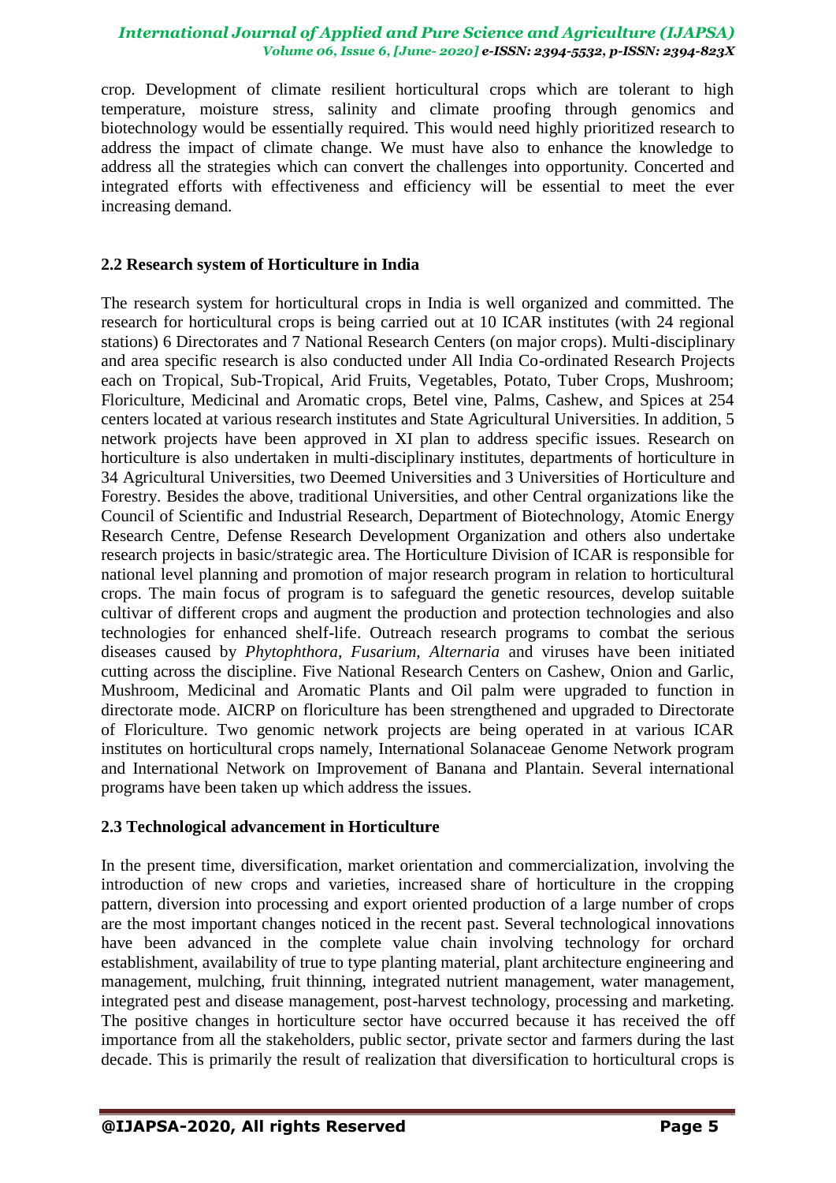crop. Development of climate resilient horticultural crops which are tolerant to high temperature, moisture stress, salinity and climate proofing through genomics and biotechnology would be essentially required. This would need highly prioritized research to address the impact of climate change. We must have also to enhance the knowledge to address all the strategies which can convert the challenges into opportunity. Concerted and integrated efforts with effectiveness and efficiency will be essential to meet the ever increasing demand.

## 2.2 Research system of Horticulture in India

The research system for horticultural crops in India is well organized and committed. The research for horticultural crops is being carried out at 10 ICAR institutes (with 24 regional stations) 6 Directorates and 7 National Research Centers (on major crops). Multi-disciplinary and area specific research is also conducted under All India Co-ordinated Research Projects each on Tropical, Sub-Tropical, Arid Fruits, Vegetables, Potato, Tuber Crops, Mushroom; Floriculture, Medicinal and Aromatic crops, Betel vine, Palms, Cashew, and Spices at 254 centers located at various research institutes and State Agricultural Universities. In addition, 5 network projects have been approved in XI plan to address specific issues. Research on horticulture is also undertaken in multi-disciplinary institutes, departments of horticulture in 34 Agricultural Universities, two Deemed Universities and 3 Universities of Horticulture and Forestry. Besides the above, traditional Universities, and other Central organizations like the Council of Scientific and Industrial Research, Department of Biotechnology, Atomic Energy Research Centre, Defense Research Development Organization and others also undertake research projects in basic/strategic area. The Horticulture Division of ICAR is responsible for national level planning and promotion of major research program in relation to horticultural crops. The main focus of program is to safeguard the genetic resources, develop suitable cultivar of different crops and augment the production and protection technologies and also technologies for enhanced shelf-life. Outreach research programs to combat the serious diseases caused by *Phytophthora, Fusarium, Alternaria* and viruses have been initiated cutting across the discipline. Five National Research Centers on Cashew, Onion and Garlic, Mushroom, Medicinal and Aromatic Plants and Oil palm were upgraded to function in directorate mode. AICRP on floriculture has been strengthened and upgraded to Directorate of Floriculture. Two genomic network projects are being operated in at various ICAR institutes on horticultural crops namely, International Solanaceae Genome Network program and International Network on Improvement of Banana and Plantain. Several international programs have been taken up which address the issues.

## 2.3 Technological advancement in Horticulture

In the present time, diversification, market orientation and commercialization, involving the introduction of new crops and varieties, increased share of horticulture in the cropping pattern, diversion into processing and export oriented production of a large number of crops are the most important changes noticed in the recent past. Several technological innovations have been advanced in the complete value chain involving technology for orchard establishment, availability of true to type planting material, plant architecture engineering and management, mulching, fruit thinning, integrated nutrient management, water management, integrated pest and disease management, post-harvest technology, processing and marketing. The positive changes in horticulture sector have occurred because it has received the off importance from all the stakeholders, public sector, private sector and farmers during the last decade. This is primarily the result of realization that diversification to horticultural crops is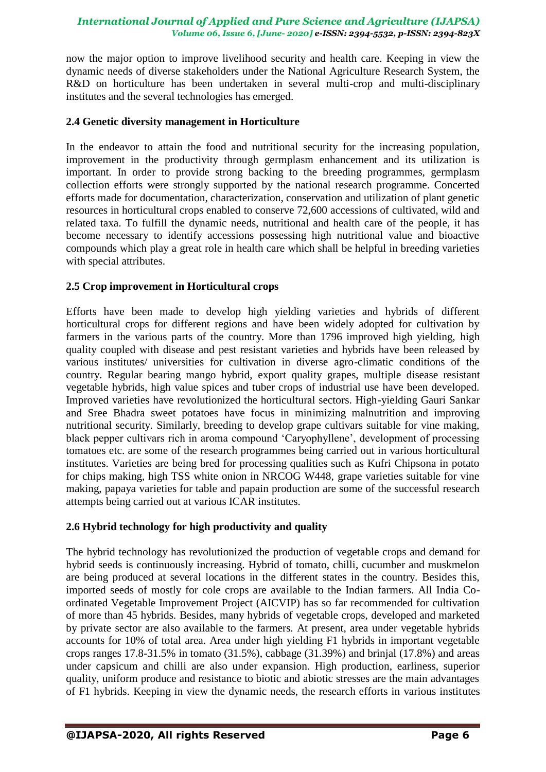now the major option to improve livelihood security and health care. Keeping in view the dynamic needs of diverse stakeholders under the National Agriculture Research System, the R&D on horticulture has been undertaken in several multi-crop and multi-disciplinary institutes and the several technologies has emerged.

### 2.4 Genetic diversity management in Horticulture

In the endeavor to attain the food and nutritional security for the increasing population, improvement in the productivity through germplasm enhancement and its utilization is important. In order to provide strong backing to the breeding programmes, germplasm collection efforts were strongly supported by the national research programme. Concerted efforts made for documentation, characterization, conservation and utilization of plant genetic resources in horticultural crops enabled to conserve 72,600 accessions of cultivated, wild and related taxa. To fulfill the dynamic needs, nutritional and health care of the people, it has become necessary to identify accessions possessing high nutritional value and bioactive compounds which play a great role in health care which shall be helpful in breeding varieties with special attributes.

### 2.5 Crop improvement in Horticultural crops

Efforts have been made to develop high yielding varieties and hybrids of different horticultural crops for different regions and have been widely adopted for cultivation by farmers in the various parts of the country. More than 1796 improved high yielding, high quality coupled with disease and pest resistant varieties and hybrids have been released by various institutes/ universities for cultivation in diverse agro-climatic conditions of the country. Regular bearing mango hybrid, export quality grapes, multiple disease resistant vegetable hybrids, high value spices and tuber crops of industrial use have been developed. Improved varieties have revolutionized the horticultural sectors. High-yielding Gauri Sankar and Sree Bhadra sweet potatoes have focus in minimizing malnutrition and improving nutritional security. Similarly, breeding to develop grape cultivars suitable for vine making, black pepper cultivars rich in aroma compound 'Caryophyllene', development of processing tomatoes etc. are some of the research programmes being carried out in various horticultural institutes. Varieties are being bred for processing qualities such as Kufri Chipsona in potato for chips making, high TSS white onion in NRCOG W448, grape varieties suitable for vine making, papaya varieties for table and papain production are some of the successful research attempts being carried out at various ICAR institutes.

### 2.6 Hybrid technology for high productivity and quality

The hybrid technology has revolutionized the production of vegetable crops and demand for hybrid seeds is continuously increasing. Hybrid of tomato, chilli, cucumber and muskmelon are being produced at several locations in the different states in the country. Besides this, imported seeds of mostly for cole crops are available to the Indian farmers. All India Co-ordinated Vegetable Improvement Project (AICVIP) has so far recommended for cultivation of more than 45 hybrids. Besides, many hybrids of vegetable crops, developed and marketed by private sector are also available to the farmers. At present, area under vegetable hybrids accounts for 10% of total area. Area under high yielding F1 hybrids in important vegetable crops ranges 17.8-31.5% in tomato (31.5%), cabbage (31.39%) and brinjal (17.8%) and areas under capsicum and chilli are also under expansion. High production, earliness, superior quality, uniform produce and resistance to biotic and abiotic stresses are the main advantages of F1 hybrids. Keeping in view the dynamic needs, the research efforts in various institutes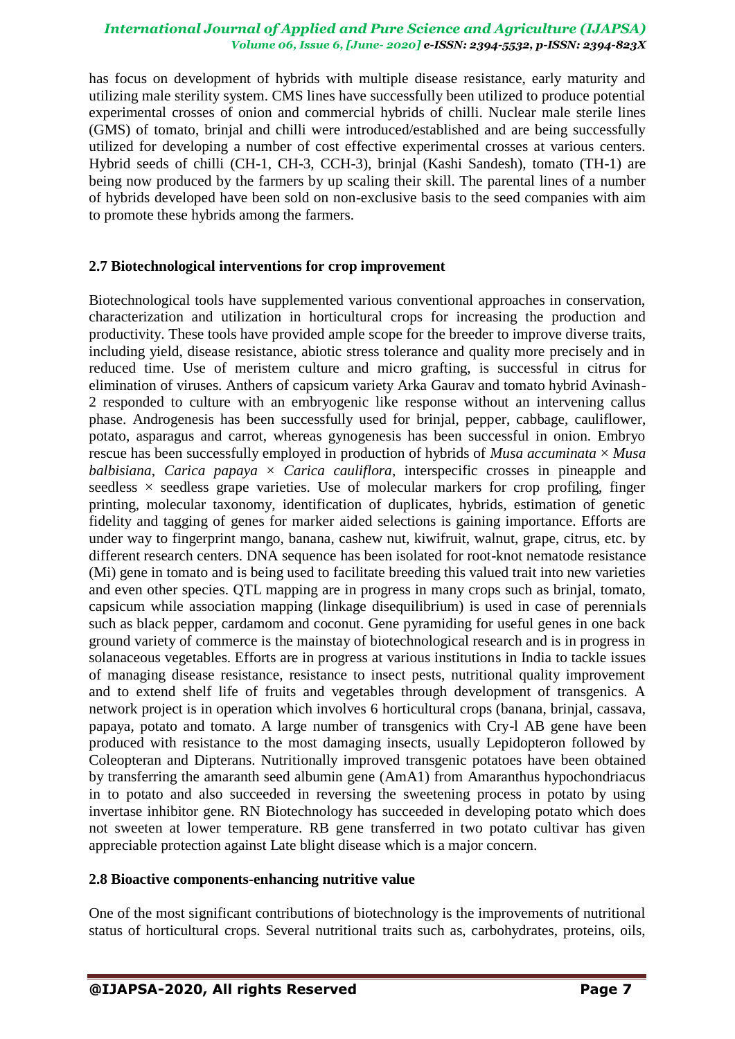has focus on development of hybrids with multiple disease resistance, early maturity and utilizing male sterility system. CMS lines have successfully been utilized to produce potential experimental crosses of onion and commercial hybrids of chilli. Nuclear male sterile lines (GMS) of tomato, brinjal and chilli were introduced/established and are being successfully utilized for developing a number of cost effective experimental crosses at various centers. Hybrid seeds of chilli (CH-1, CH-3, CCH-3), brinjal (Kashi Sandesh), tomato (TH-1) are being now produced by the farmers by up scaling their skill. The parental lines of a number of hybrids developed have been sold on non-exclusive basis to the seed companies with aim to promote these hybrids among the farmers.

### 2.7 Biotechnological interventions for crop improvement

Biotechnological tools have supplemented various conventional approaches in conservation, characterization and utilization in horticultural crops for increasing the production and productivity. These tools have provided ample scope for the breeder to improve diverse traits, including yield, disease resistance, abiotic stress tolerance and quality more precisely and in reduced time. Use of meristem culture and micro grafting, is successful in citrus for elimination of viruses. Anthers of capsicum variety Arka Gaurav and tomato hybrid Avinash-2 responded to culture with an embryogenic like response without an intervening callus phase. Androgenesis has been successfully used for brinjal, pepper, cabbage, cauliflower, potato, asparagus and carrot, whereas gynogenesis has been successful in onion. Embryo rescue has been successfully employed in production of hybrids of *Musa accuminata* × *Musa balbisiana*, *Carica papaya* × *Carica cauliflora*, interspecific crosses in pineapple and seedless × seedless grape varieties. Use of molecular markers for crop profiling, finger printing, molecular taxonomy, identification of duplicates, hybrids, estimation of genetic fidelity and tagging of genes for marker aided selections is gaining importance. Efforts are under way to fingerprint mango, banana, cashew nut, kiwifruit, walnut, grape, citrus, etc. by different research centers. DNA sequence has been isolated for root-knot nematode resistance (Mi) gene in tomato and is being used to facilitate breeding this valued trait into new varieties and even other species. QTL mapping are in progress in many crops such as brinjal, tomato, capsicum while association mapping (linkage disequilibrium) is used in case of perennials such as black pepper, cardamom and coconut. Gene pyramiding for useful genes in one back ground variety of commerce is the mainstay of biotechnological research and is in progress in solanaceous vegetables. Efforts are in progress at various institutions in India to tackle issues of managing disease resistance, resistance to insect pests, nutritional quality improvement and to extend shelf life of fruits and vegetables through development of transgenics. A network project is in operation which involves 6 horticultural crops (banana, brinjal, cassava, papaya, potato and tomato. A large number of transgenics with Cry-l AB gene have been produced with resistance to the most damaging insects, usually Lepidopteron followed by Coleopteran and Dipterans. Nutritionally improved transgenic potatoes have been obtained by transferring the amaranth seed albumin gene (AmA1) from Amaranthus hypochondriacus in to potato and also succeeded in reversing the sweetening process in potato by using invertase inhibitor gene. RN Biotechnology has succeeded in developing potato which does not sweeten at lower temperature. RB gene transferred in two potato cultivar has given appreciable protection against Late blight disease which is a major concern.

### 2.8 Bioactive components-enhancing nutritive value

One of the most significant contributions of biotechnology is the improvements of nutritional status of horticultural crops. Several nutritional traits such as, carbohydrates, proteins, oils,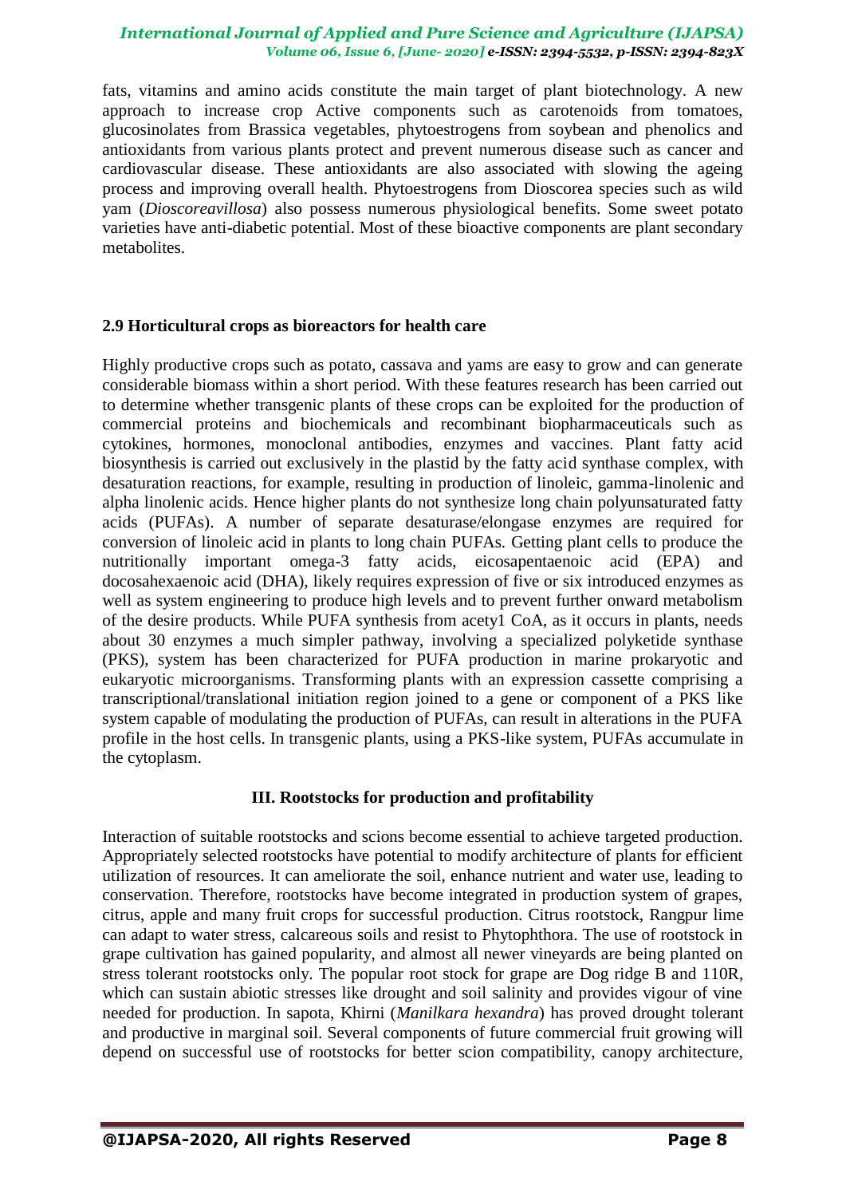fats, vitamins and amino acids constitute the main target of plant biotechnology. A new approach to increase crop Active components such as carotenoids from tomatoes, glucosinolates from Brassica vegetables, phytoestrogens from soybean and phenolics and antioxidants from various plants protect and prevent numerous disease such as cancer and cardiovascular disease. These antioxidants are also associated with slowing the ageing process and improving overall health. Phytoestrogens from Dioscorea species such as wild yam (*Dioscoreavillosa*) also possess numerous physiological benefits. Some sweet potato varieties have anti-diabetic potential. Most of these bioactive components are plant secondary metabolites.

### 2.9 Horticultural crops as bioreactors for health care

Highly productive crops such as potato, cassava and yams are easy to grow and can generate considerable biomass within a short period. With these features research has been carried out to determine whether transgenic plants of these crops can be exploited for the production of commercial proteins and biochemicals and recombinant biopharmaceuticals such as cytokines, hormones, monoclonal antibodies, enzymes and vaccines. Plant fatty acid biosynthesis is carried out exclusively in the plastid by the fatty acid synthase complex, with desaturation reactions, for example, resulting in production of linoleic, gamma-linolenic and alpha linolenic acids. Hence higher plants do not synthesize long chain polyunsaturated fatty acids (PUFAs). A number of separate desaturase/elongase enzymes are required for conversion of linoleic acid in plants to long chain PUFAs. Getting plant cells to produce the nutritionally important omega-3 fatty acids, eicosapentaenoic acid (EPA) and docosahexaenoic acid (DHA), likely requires expression of five or six introduced enzymes as well as system engineering to produce high levels and to prevent further onward metabolism of the desire products. While PUFA synthesis from acety1 CoA, as it occurs in plants, needs about 30 enzymes a much simpler pathway, involving a specialized polyketide synthase (PKS), system has been characterized for PUFA production in marine prokaryotic and eukaryotic microorganisms. Transforming plants with an expression cassette comprising a transcriptional/translational initiation region joined to a gene or component of a PKS like system capable of modulating the production of PUFAs, can result in alterations in the PUFA profile in the host cells. In transgenic plants, using a PKS-like system, PUFAs accumulate in the cytoplasm.

## III. Rootstocks for production and profitability

Interaction of suitable rootstocks and scions become essential to achieve targeted production. Appropriately selected rootstocks have potential to modify architecture of plants for efficient utilization of resources. It can ameliorate the soil, enhance nutrient and water use, leading to conservation. Therefore, rootstocks have become integrated in production system of grapes, citrus, apple and many fruit crops for successful production. Citrus rootstock, Rangpur lime can adapt to water stress, calcareous soils and resist to Phytophthora. The use of rootstock in grape cultivation has gained popularity, and almost all newer vineyards are being planted on stress tolerant rootstocks only. The popular root stock for grape are Dog ridge B and 110R, which can sustain abiotic stresses like drought and soil salinity and provides vigour of vine needed for production. In sapota, Khirni (*Manilkara hexandra*) has proved drought tolerant and productive in marginal soil. Several components of future commercial fruit growing will depend on successful use of rootstocks for better scion compatibility, canopy architecture,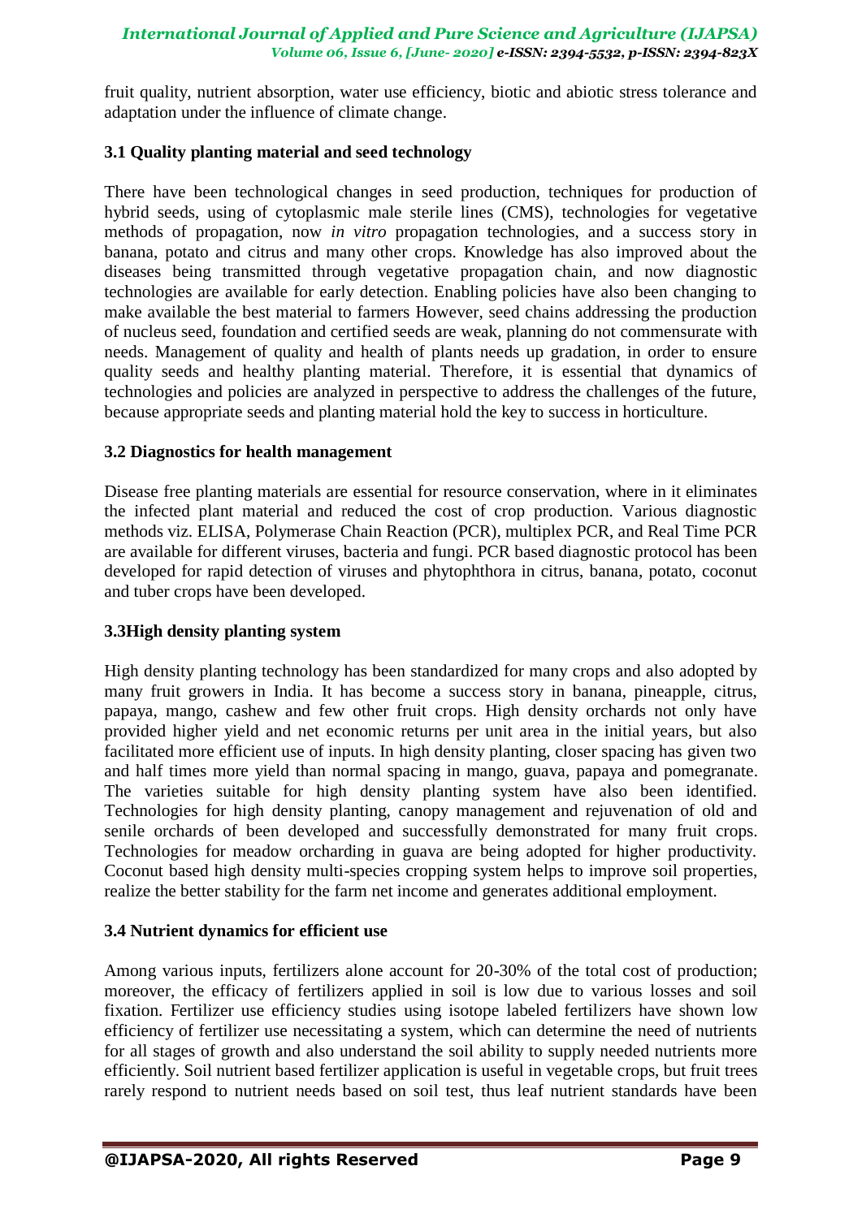fruit quality, nutrient absorption, water use efficiency, biotic and abiotic stress tolerance and adaptation under the influence of climate change.

### 3.1 Quality planting material and seed technology

There have been technological changes in seed production, techniques for production of hybrid seeds, using of cytoplasmic male sterile lines (CMS), technologies for vegetative methods of propagation, now *in vitro* propagation technologies, and a success story in banana, potato and citrus and many other crops. Knowledge has also improved about the diseases being transmitted through vegetative propagation chain, and now diagnostic technologies are available for early detection. Enabling policies have also been changing to make available the best material to farmers However, seed chains addressing the production of nucleus seed, foundation and certified seeds are weak, planning do not commensurate with needs. Management of quality and health of plants needs up gradation, in order to ensure quality seeds and healthy planting material. Therefore, it is essential that dynamics of technologies and policies are analyzed in perspective to address the challenges of the future, because appropriate seeds and planting material hold the key to success in horticulture.

### 3.2 Diagnostics for health management

Disease free planting materials are essential for resource conservation, where in it eliminates the infected plant material and reduced the cost of crop production. Various diagnostic methods viz. ELISA, Polymerase Chain Reaction (PCR), multiplex PCR, and Real Time PCR are available for different viruses, bacteria and fungi. PCR based diagnostic protocol has been developed for rapid detection of viruses and phytophthora in citrus, banana, potato, coconut and tuber crops have been developed.

### 3.3High density planting system

High density planting technology has been standardized for many crops and also adopted by many fruit growers in India. It has become a success story in banana, pineapple, citrus, papaya, mango, cashew and few other fruit crops. High density orchards not only have provided higher yield and net economic returns per unit area in the initial years, but also facilitated more efficient use of inputs. In high density planting, closer spacing has given two and half times more yield than normal spacing in mango, guava, papaya and pomegranate. The varieties suitable for high density planting system have also been identified. Technologies for high density planting, canopy management and rejuvenation of old and senile orchards of been developed and successfully demonstrated for many fruit crops. Technologies for meadow orcharding in guava are being adopted for higher productivity. Coconut based high density multi-species cropping system helps to improve soil properties, realize the better stability for the farm net income and generates additional employment.

### 3.4 Nutrient dynamics for efficient use

Among various inputs, fertilizers alone account for 20-30% of the total cost of production; moreover, the efficacy of fertilizers applied in soil is low due to various losses and soil fixation. Fertilizer use efficiency studies using isotope labeled fertilizers have shown low efficiency of fertilizer use necessitating a system, which can determine the need of nutrients for all stages of growth and also understand the soil ability to supply needed nutrients more efficiently. Soil nutrient based fertilizer application is useful in vegetable crops, but fruit trees rarely respond to nutrient needs based on soil test, thus leaf nutrient standards have been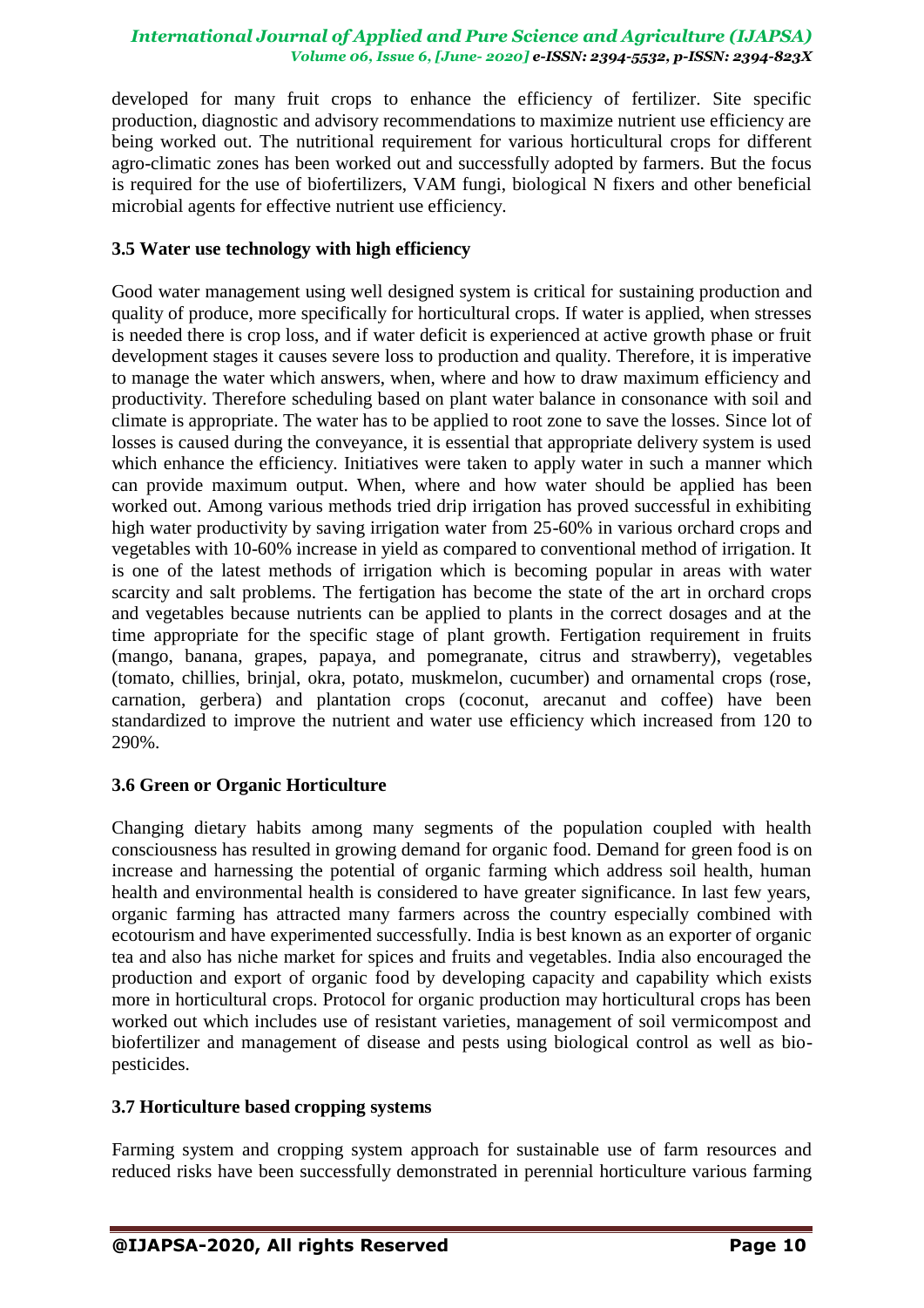developed for many fruit crops to enhance the efficiency of fertilizer. Site specific production, diagnostic and advisory recommendations to maximize nutrient use efficiency are being worked out. The nutritional requirement for various horticultural crops for different agro-climatic zones has been worked out and successfully adopted by farmers. But the focus is required for the use of biofertilizers, VAM fungi, biological N fixers and other beneficial microbial agents for effective nutrient use efficiency.

### 3.5 Water use technology with high efficiency

Good water management using well designed system is critical for sustaining production and quality of produce, more specifically for horticultural crops. If water is applied, when stresses is needed there is crop loss, and if water deficit is experienced at active growth phase or fruit development stages it causes severe loss to production and quality. Therefore, it is imperative to manage the water which answers, when, where and how to draw maximum efficiency and productivity. Therefore scheduling based on plant water balance in consonance with soil and climate is appropriate. The water has to be applied to root zone to save the losses. Since lot of losses is caused during the conveyance, it is essential that appropriate delivery system is used which enhance the efficiency. Initiatives were taken to apply water in such a manner which can provide maximum output. When, where and how water should be applied has been worked out. Among various methods tried drip irrigation has proved successful in exhibiting high water productivity by saving irrigation water from 25-60% in various orchard crops and vegetables with 10-60% increase in yield as compared to conventional method of irrigation. It is one of the latest methods of irrigation which is becoming popular in areas with water scarcity and salt problems. The fertigation has become the state of the art in orchard crops and vegetables because nutrients can be applied to plants in the correct dosages and at the time appropriate for the specific stage of plant growth. Fertigation requirement in fruits (mango, banana, grapes, papaya, and pomegranate, citrus and strawberry), vegetables (tomato, chillies, brinjal, okra, potato, muskmelon, cucumber) and ornamental crops (rose, carnation, gerbera) and plantation crops (coconut, arecanut and coffee) have been standardized to improve the nutrient and water use efficiency which increased from 120 to 290%.

### 3.6 Green or Organic Horticulture

Changing dietary habits among many segments of the population coupled with health consciousness has resulted in growing demand for organic food. Demand for green food is on increase and harnessing the potential of organic farming which address soil health, human health and environmental health is considered to have greater significance. In last few years, organic farming has attracted many farmers across the country especially combined with ecotourism and have experimented successfully. India is best known as an exporter of organic tea and also has niche market for spices and fruits and vegetables. India also encouraged the production and export of organic food by developing capacity and capability which exists more in horticultural crops. Protocol for organic production may horticultural crops has been worked out which includes use of resistant varieties, management of soil vermicompost and biofertilizer and management of disease and pests using biological control as well as bio-pesticides.

### 3.7 Horticulture based cropping systems

Farming system and cropping system approach for sustainable use of farm resources and reduced risks have been successfully demonstrated in perennial horticulture various farming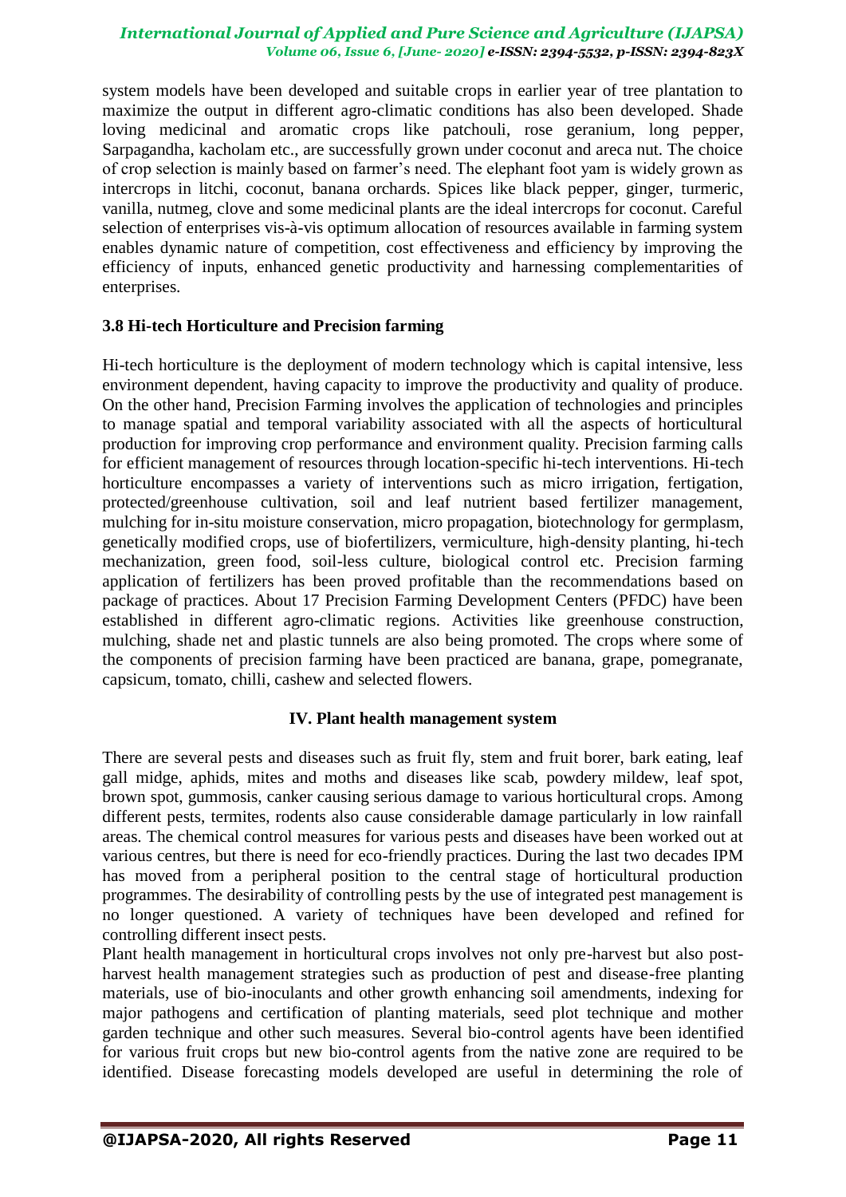system models have been developed and suitable crops in earlier year of tree plantation to maximize the output in different agro-climatic conditions has also been developed. Shade loving medicinal and aromatic crops like patchouli, rose geranium, long pepper, Sarpagandha, kacholam etc., are successfully grown under coconut and areca nut. The choice of crop selection is mainly based on farmer's need. The elephant foot yam is widely grown as intercrops in litchi, coconut, banana orchards. Spices like black pepper, ginger, turmeric, vanilla, nutmeg, clove and some medicinal plants are the ideal intercrops for coconut. Careful selection of enterprises vis-à-vis optimum allocation of resources available in farming system enables dynamic nature of competition, cost effectiveness and efficiency by improving the efficiency of inputs, enhanced genetic productivity and harnessing complementarities of enterprises.

### 3.8 Hi-tech Horticulture and Precision farming

Hi-tech horticulture is the deployment of modern technology which is capital intensive, less environment dependent, having capacity to improve the productivity and quality of produce. On the other hand, Precision Farming involves the application of technologies and principles to manage spatial and temporal variability associated with all the aspects of horticultural production for improving crop performance and environment quality. Precision farming calls for efficient management of resources through location-specific hi-tech interventions. Hi-tech horticulture encompasses a variety of interventions such as micro irrigation, fertigation, protected/greenhouse cultivation, soil and leaf nutrient based fertilizer management, mulching for in-situ moisture conservation, micro propagation, biotechnology for germplasm, genetically modified crops, use of biofertilizers, vermiculture, high-density planting, hi-tech mechanization, green food, soil-less culture, biological control etc. Precision farming application of fertilizers has been proved profitable than the recommendations based on package of practices. About 17 Precision Farming Development Centers (PFDC) have been established in different agro-climatic regions. Activities like greenhouse construction, mulching, shade net and plastic tunnels are also being promoted. The crops where some of the components of precision farming have been practiced are banana, grape, pomegranate, capsicum, tomato, chilli, cashew and selected flowers.

## IV. Plant health management system

There are several pests and diseases such as fruit fly, stem and fruit borer, bark eating, leaf gall midge, aphids, mites and moths and diseases like scab, powdery mildew, leaf spot, brown spot, gummosis, canker causing serious damage to various horticultural crops. Among different pests, termites, rodents also cause considerable damage particularly in low rainfall areas. The chemical control measures for various pests and diseases have been worked out at various centres, but there is need for eco-friendly practices. During the last two decades IPM has moved from a peripheral position to the central stage of horticultural production programmes. The desirability of controlling pests by the use of integrated pest management is no longer questioned. A variety of techniques have been developed and refined for controlling different insect pests.

Plant health management in horticultural crops involves not only pre-harvest but also post-harvest health management strategies such as production of pest and disease-free planting materials, use of bio-inoculants and other growth enhancing soil amendments, indexing for major pathogens and certification of planting materials, seed plot technique and mother garden technique and other such measures. Several bio-control agents have been identified for various fruit crops but new bio-control agents from the native zone are required to be identified. Disease forecasting models developed are useful in determining the role of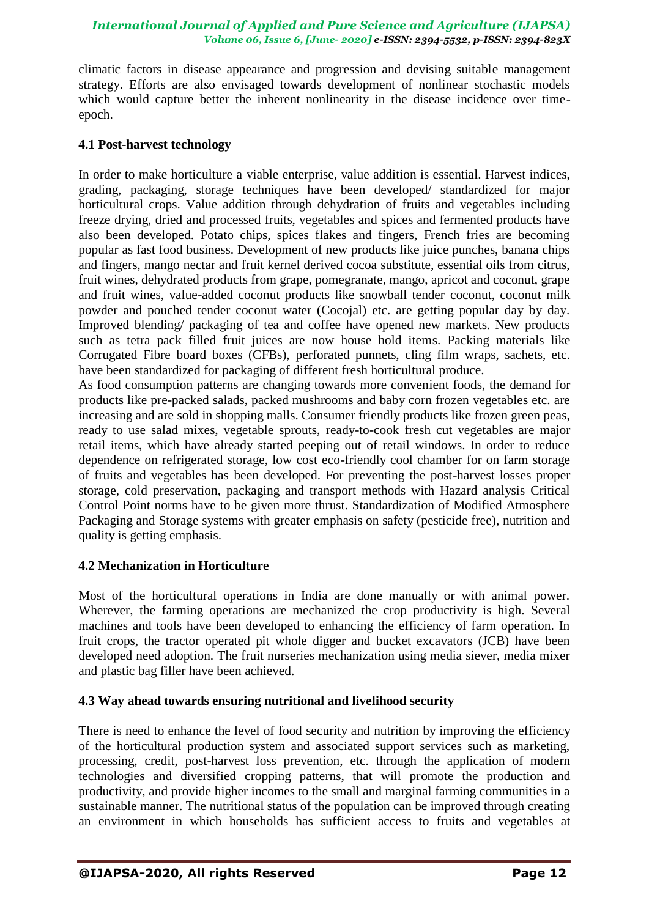climatic factors in disease appearance and progression and devising suitable management strategy. Efforts are also envisaged towards development of nonlinear stochastic models which would capture better the inherent nonlinearity in the disease incidence over time-epoch.

### 4.1 Post-harvest technology

In order to make horticulture a viable enterprise, value addition is essential. Harvest indices, grading, packaging, storage techniques have been developed/ standardized for major horticultural crops. Value addition through dehydration of fruits and vegetables including freeze drying, dried and processed fruits, vegetables and spices and fermented products have also been developed. Potato chips, spices flakes and fingers, French fries are becoming popular as fast food business. Development of new products like juice punches, banana chips and fingers, mango nectar and fruit kernel derived cocoa substitute, essential oils from citrus, fruit wines, dehydrated products from grape, pomegranate, mango, apricot and coconut, grape and fruit wines, value-added coconut products like snowball tender coconut, coconut milk powder and pouched tender coconut water (Cocojal) etc. are getting popular day by day. Improved blending/ packaging of tea and coffee have opened new markets. New products such as tetra pack filled fruit juices are now house hold items. Packing materials like Corrugated Fibre board boxes (CFBs), perforated punnets, cling film wraps, sachets, etc. have been standardized for packaging of different fresh horticultural produce.

As food consumption patterns are changing towards more convenient foods, the demand for products like pre-packed salads, packed mushrooms and baby corn frozen vegetables etc. are increasing and are sold in shopping malls. Consumer friendly products like frozen green peas, ready to use salad mixes, vegetable sprouts, ready-to-cook fresh cut vegetables are major retail items, which have already started peeping out of retail windows. In order to reduce dependence on refrigerated storage, low cost eco-friendly cool chamber for on farm storage of fruits and vegetables has been developed. For preventing the post-harvest losses proper storage, cold preservation, packaging and transport methods with Hazard analysis Critical Control Point norms have to be given more thrust. Standardization of Modified Atmosphere Packaging and Storage systems with greater emphasis on safety (pesticide free), nutrition and quality is getting emphasis.

### 4.2 Mechanization in Horticulture

Most of the horticultural operations in India are done manually or with animal power. Wherever, the farming operations are mechanized the crop productivity is high. Several machines and tools have been developed to enhancing the efficiency of farm operation. In fruit crops, the tractor operated pit whole digger and bucket excavators (JCB) have been developed need adoption. The fruit nurseries mechanization using media siever, media mixer and plastic bag filler have been achieved.

### 4.3 Way ahead towards ensuring nutritional and livelihood security

There is need to enhance the level of food security and nutrition by improving the efficiency of the horticultural production system and associated support services such as marketing, processing, credit, post-harvest loss prevention, etc. through the application of modern technologies and diversified cropping patterns, that will promote the production and productivity, and provide higher incomes to the small and marginal farming communities in a sustainable manner. The nutritional status of the population can be improved through creating an environment in which households has sufficient access to fruits and vegetables at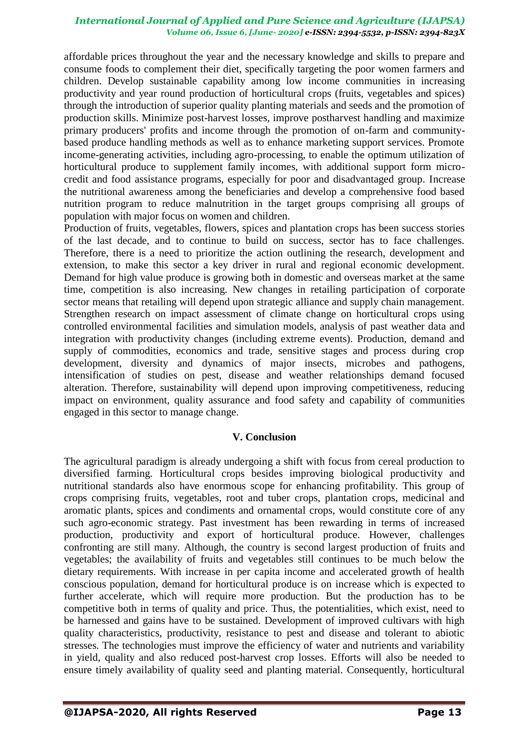affordable prices throughout the year and the necessary knowledge and skills to prepare and consume foods to complement their diet, specifically targeting the poor women farmers and children. Develop sustainable capability among low income communities in increasing productivity and year round production of horticultural crops (fruits, vegetables and spices) through the introduction of superior quality planting materials and seeds and the promotion of production skills. Minimize post-harvest losses, improve postharvest handling and maximize primary producers' profits and income through the promotion of on-farm and community-based produce handling methods as well as to enhance marketing support services. Promote income-generating activities, including agro-processing, to enable the optimum utilization of horticultural produce to supplement family incomes, with additional support form micro-credit and food assistance programs, especially for poor and disadvantaged group. Increase the nutritional awareness among the beneficiaries and develop a comprehensive food based nutrition program to reduce malnutrition in the target groups comprising all groups of population with major focus on women and children.

Production of fruits, vegetables, flowers, spices and plantation crops has been success stories of the last decade, and to continue to build on success, sector has to face challenges. Therefore, there is a need to prioritize the action outlining the research, development and extension, to make this sector a key driver in rural and regional economic development. Demand for high value produce is growing both in domestic and overseas market at the same time, competition is also increasing. New changes in retailing participation of corporate sector means that retailing will depend upon strategic alliance and supply chain management. Strengthen research on impact assessment of climate change on horticultural crops using controlled environmental facilities and simulation models, analysis of past weather data and integration with productivity changes (including extreme events). Production, demand and supply of commodities, economics and trade, sensitive stages and process during crop development, diversity and dynamics of major insects, microbes and pathogens, intensification of studies on pest, disease and weather relationships demand focused alteration. Therefore, sustainability will depend upon improving competitiveness, reducing impact on environment, quality assurance and food safety and capability of communities engaged in this sector to manage change.

## V. Conclusion

The agricultural paradigm is already undergoing a shift with focus from cereal production to diversified farming. Horticultural crops besides improving biological productivity and nutritional standards also have enormous scope for enhancing profitability. This group of crops comprising fruits, vegetables, root and tuber crops, plantation crops, medicinal and aromatic plants, spices and condiments and ornamental crops, would constitute core of any such agro-economic strategy. Past investment has been rewarding in terms of increased production, productivity and export of horticultural produce. However, challenges confronting are still many. Although, the country is second largest production of fruits and vegetables; the availability of fruits and vegetables still continues to be much below the dietary requirements. With increase in per capita income and accelerated growth of health conscious population, demand for horticultural produce is on increase which is expected to further accelerate, which will require more production. But the production has to be competitive both in terms of quality and price. Thus, the potentialities, which exist, need to be harnessed and gains have to be sustained. Development of improved cultivars with high quality characteristics, productivity, resistance to pest and disease and tolerant to abiotic stresses. The technologies must improve the efficiency of water and nutrients and variability in yield, quality and also reduced post-harvest crop losses. Efforts will also be needed to ensure timely availability of quality seed and planting material. Consequently, horticultural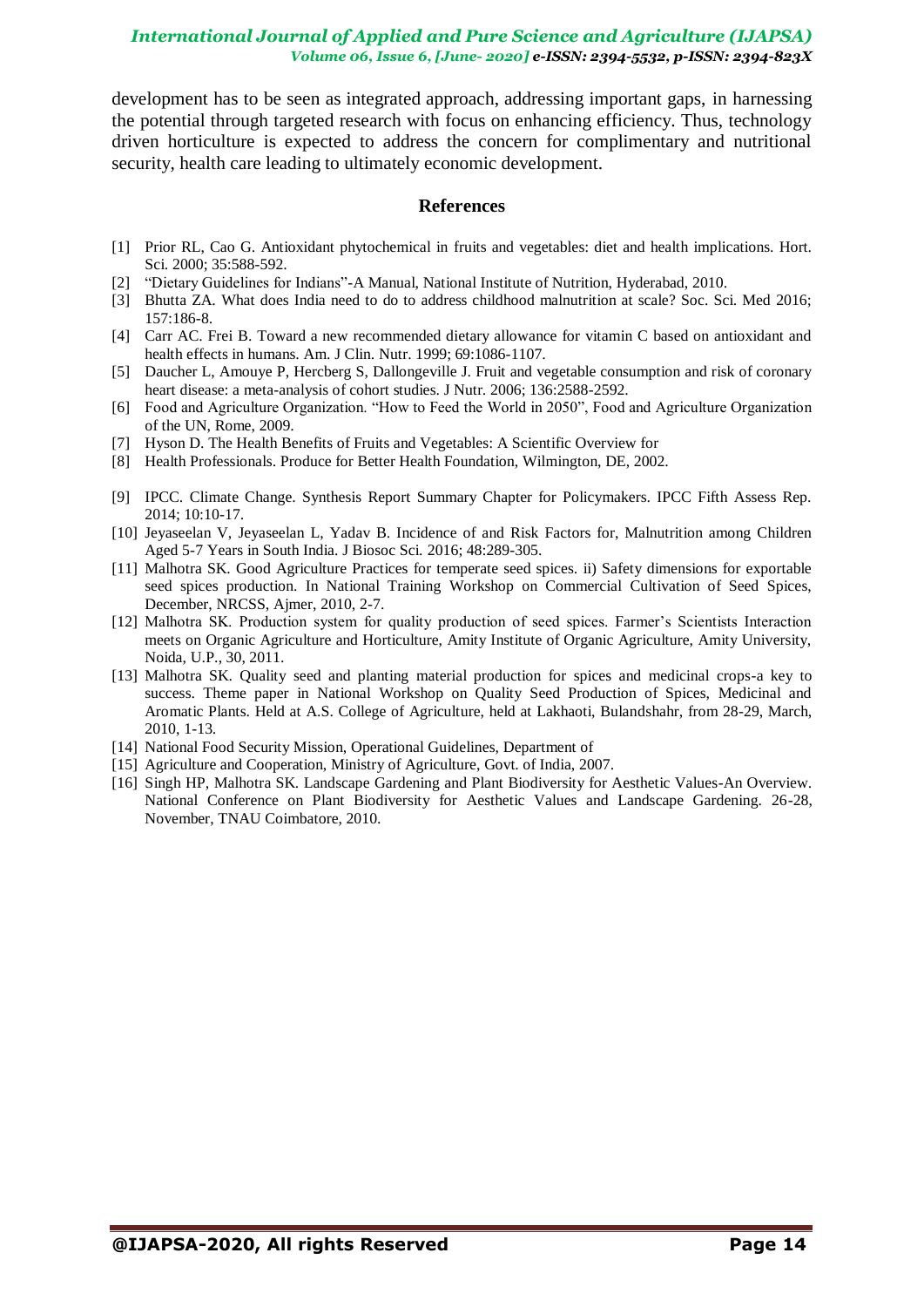development has to be seen as integrated approach, addressing important gaps, in harnessing the potential through targeted research with focus on enhancing efficiency. Thus, technology driven horticulture is expected to address the concern for complimentary and nutritional security, health care leading to ultimately economic development.

## References

[1] Prior RL, Cao G. Antioxidant phytochemical in fruits and vegetables: diet and health implications. Hort. Sci. 2000; 35:588-592.

[2] "Dietary Guidelines for Indians"-A Manual, National Institute of Nutrition, Hyderabad, 2010.

[3] Bhutta ZA. What does India need to do to address childhood malnutrition at scale? Soc. Sci. Med 2016; 157:186-8.

[4] Carr AC. Frei B. Toward a new recommended dietary allowance for vitamin C based on antioxidant and health effects in humans. Am. J Clin. Nutr. 1999; 69:1086-1107.

[5] Daucher L, Amouye P, Hercberg S, Dallongeville J. Fruit and vegetable consumption and risk of coronary heart disease: a meta-analysis of cohort studies. J Nutr. 2006; 136:2588-2592.

[6] Food and Agriculture Organization. "How to Feed the World in 2050", Food and Agriculture Organization of the UN, Rome, 2009.

[7] Hyson D. The Health Benefits of Fruits and Vegetables: A Scientific Overview for

[8] Health Professionals. Produce for Better Health Foundation, Wilmington, DE, 2002.

[9] IPCC. Climate Change. Synthesis Report Summary Chapter for Policymakers. IPCC Fifth Assess Rep. 2014; 10:10-17.

[10] Jeyaseelan V, Jeyaseelan L, Yadav B. Incidence of and Risk Factors for, Malnutrition among Children Aged 5-7 Years in South India. J Biosoc Sci. 2016; 48:289-305.

[11] Malhotra SK. Good Agriculture Practices for temperate seed spices. ii) Safety dimensions for exportable seed spices production. In National Training Workshop on Commercial Cultivation of Seed Spices, December, NRCSS, Ajmer, 2010, 2-7.

[12] Malhotra SK. Production system for quality production of seed spices. Farmer's Scientists Interaction meets on Organic Agriculture and Horticulture, Amity Institute of Organic Agriculture, Amity University, Noida, U.P., 30, 2011.

[13] Malhotra SK. Quality seed and planting material production for spices and medicinal crops-a key to success. Theme paper in National Workshop on Quality Seed Production of Spices, Medicinal and Aromatic Plants. Held at A.S. College of Agriculture, held at Lakhaoti, Bulandshahr, from 28-29, March, 2010, 1-13.

[14] National Food Security Mission, Operational Guidelines, Department of

[15] Agriculture and Cooperation, Ministry of Agriculture, Govt. of India, 2007.

[16] Singh HP, Malhotra SK. Landscape Gardening and Plant Biodiversity for Aesthetic Values-An Overview. National Conference on Plant Biodiversity for Aesthetic Values and Landscape Gardening. 26-28, November, TNAU Coimbatore, 2010.